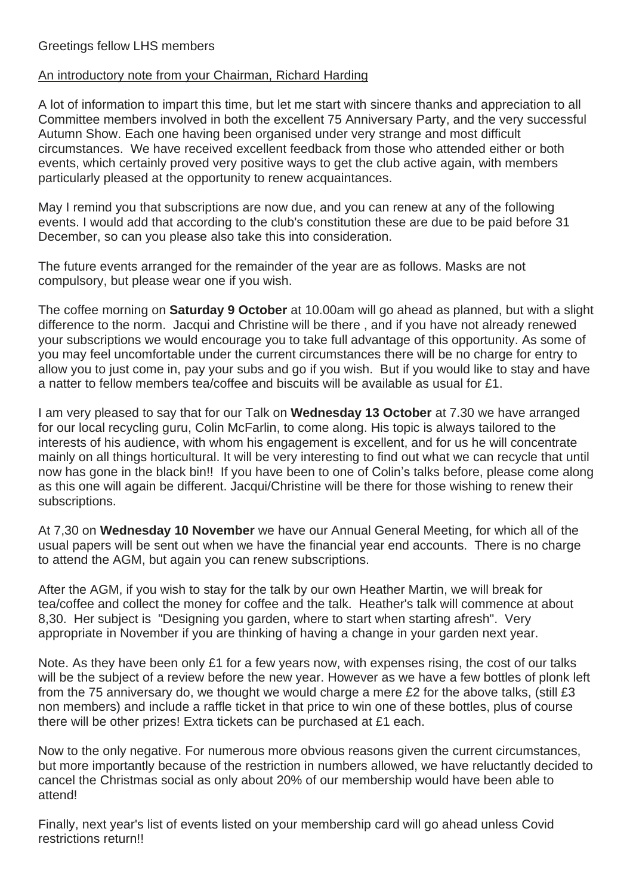Greetings fellow LHS members

An introductory note from your Chairman, Richard Harding

A lot of information to impart this time, but let me start with sincere thanks and appreciation to all Committee members involved in both the excellent 75 Anniversary Party, and the very successful Autumn Show. Each one having been organised under very strange and most difficult circumstances. We have received excellent feedback from those who attended either or both events, which certainly proved very positive ways to get the club active again, with members particularly pleased at the opportunity to renew acquaintances.

May I remind you that subscriptions are now due, and you can renew at any of the following events. I would add that according to the club's constitution these are due to be paid before 31 December, so can you please also take this into consideration.

The future events arranged for the remainder of the year are as follows. Masks are not compulsory, but please wear one if you wish.

The coffee morning on **Saturday 9 October** at 10.00am will go ahead as planned, but with a slight difference to the norm. Jacqui and Christine will be there , and if you have not already renewed your subscriptions we would encourage you to take full advantage of this opportunity. As some of you may feel uncomfortable under the current circumstances there will be no charge for entry to allow you to just come in, pay your subs and go if you wish. But if you would like to stay and have a natter to fellow members tea/coffee and biscuits will be available as usual for £1.

I am very pleased to say that for our Talk on **Wednesday 13 October** at 7.30 we have arranged for our local recycling guru, Colin McFarlin, to come along. His topic is always tailored to the interests of his audience, with whom his engagement is excellent, and for us he will concentrate mainly on all things horticultural. It will be very interesting to find out what we can recycle that until now has gone in the black bin!! If you have been to one of Colin's talks before, please come along as this one will again be different. Jacqui/Christine will be there for those wishing to renew their subscriptions.

At 7,30 on **Wednesday 10 November** we have our Annual General Meeting, for which all of the usual papers will be sent out when we have the financial year end accounts. There is no charge to attend the AGM, but again you can renew subscriptions.

After the AGM, if you wish to stay for the talk by our own Heather Martin, we will break for tea/coffee and collect the money for coffee and the talk. Heather's talk will commence at about 8,30. Her subject is "Designing you garden, where to start when starting afresh". Very appropriate in November if you are thinking of having a change in your garden next year.

Note. As they have been only £1 for a few years now, with expenses rising, the cost of our talks will be the subject of a review before the new year. However as we have a few bottles of plonk left from the 75 anniversary do, we thought we would charge a mere £2 for the above talks, (still £3 non members) and include a raffle ticket in that price to win one of these bottles, plus of course there will be other prizes! Extra tickets can be purchased at £1 each.

Now to the only negative. For numerous more obvious reasons given the current circumstances, but more importantly because of the restriction in numbers allowed, we have reluctantly decided to cancel the Christmas social as only about 20% of our membership would have been able to attend!

Finally, next year's list of events listed on your membership card will go ahead unless Covid restrictions return!!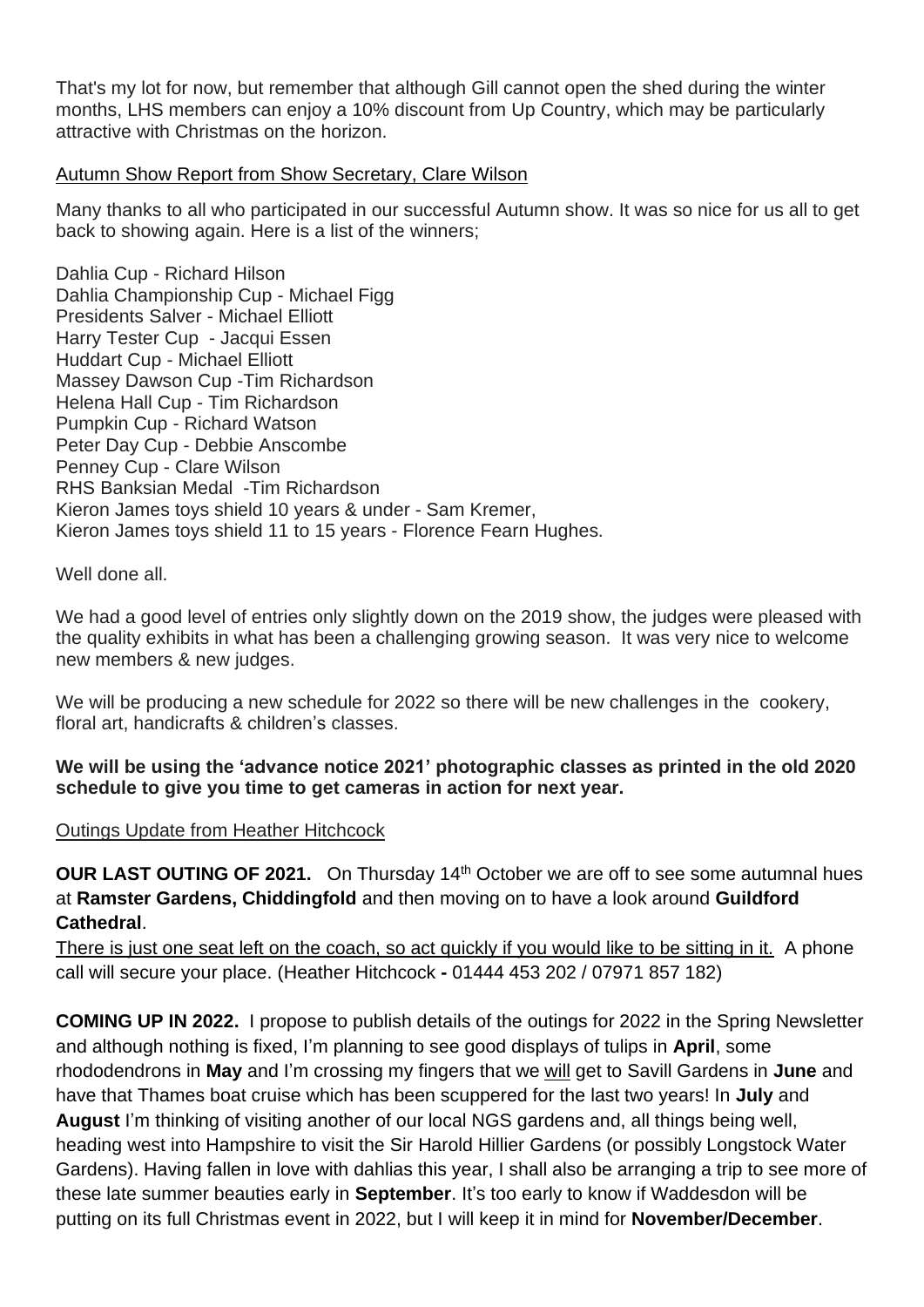That's my lot for now, but remember that although Gill cannot open the shed during the winter months, LHS members can enjoy a 10% discount from Up Country, which may be particularly attractive with Christmas on the horizon.

<u>Autumn Show Report from Show Secretary, Clare Wilson</u>

Many thanks to all who participated in our successful Autumn show. It was so nice for us all to get back to showing again. Here is a list of the winners;

Dahlia Cup - Richard Hilson
Dahlia Championship Cup - Michael Figg
Presidents Salver - Michael Elliott
Harry Tester Cup - Jacqui Essen
Huddart Cup - Michael Elliott
Massey Dawson Cup -Tim Richardson
Helena Hall Cup - Tim Richardson
Pumpkin Cup - Richard Watson
Peter Day Cup - Debbie Anscombe
Penney Cup - Clare Wilson
RHS Banksian Medal -Tim Richardson
Kieron James toys shield 10 years & under - Sam Kremer,
Kieron James toys shield 11 to 15 years - Florence Fearn Hughes.

Well done all.

We had a good level of entries only slightly down on the 2019 show, the judges were pleased with the quality exhibits in what has been a challenging growing season. It was very nice to welcome new members & new judges.

We will be producing a new schedule for 2022 so there will be new challenges in the cookery, floral art, handicrafts & children's classes.

**We will be using the 'advance notice 2021' photographic classes as printed in the old 2020 schedule to give you time to get cameras in action for next year.**

<u>Outings Update from Heather Hitchcock</u>

**OUR LAST OUTING OF 2021.** On Thursday 14th October we are off to see some autumnal hues at **Ramster Gardens, Chiddingfold** and then moving on to have a look around **Guildford Cathedral**.

<u>There is just one seat left on the coach, so act quickly if you would like to be sitting in it.</u> A phone call will secure your place. (Heather Hitchcock **-** 01444 453 202 / 07971 857 182)

**COMING UP IN 2022.** I propose to publish details of the outings for 2022 in the Spring Newsletter and although nothing is fixed, I'm planning to see good displays of tulips in **April**, some rhododendrons in **May** and I'm crossing my fingers that we <u>will</u> get to Savill Gardens in **June** and have that Thames boat cruise which has been scuppered for the last two years! In **July** and **August** I'm thinking of visiting another of our local NGS gardens and, all things being well, heading west into Hampshire to visit the Sir Harold Hillier Gardens (or possibly Longstock Water Gardens). Having fallen in love with dahlias this year, I shall also be arranging a trip to see more of these late summer beauties early in **September**. It's too early to know if Waddesdon will be putting on its full Christmas event in 2022, but I will keep it in mind for **November/December**.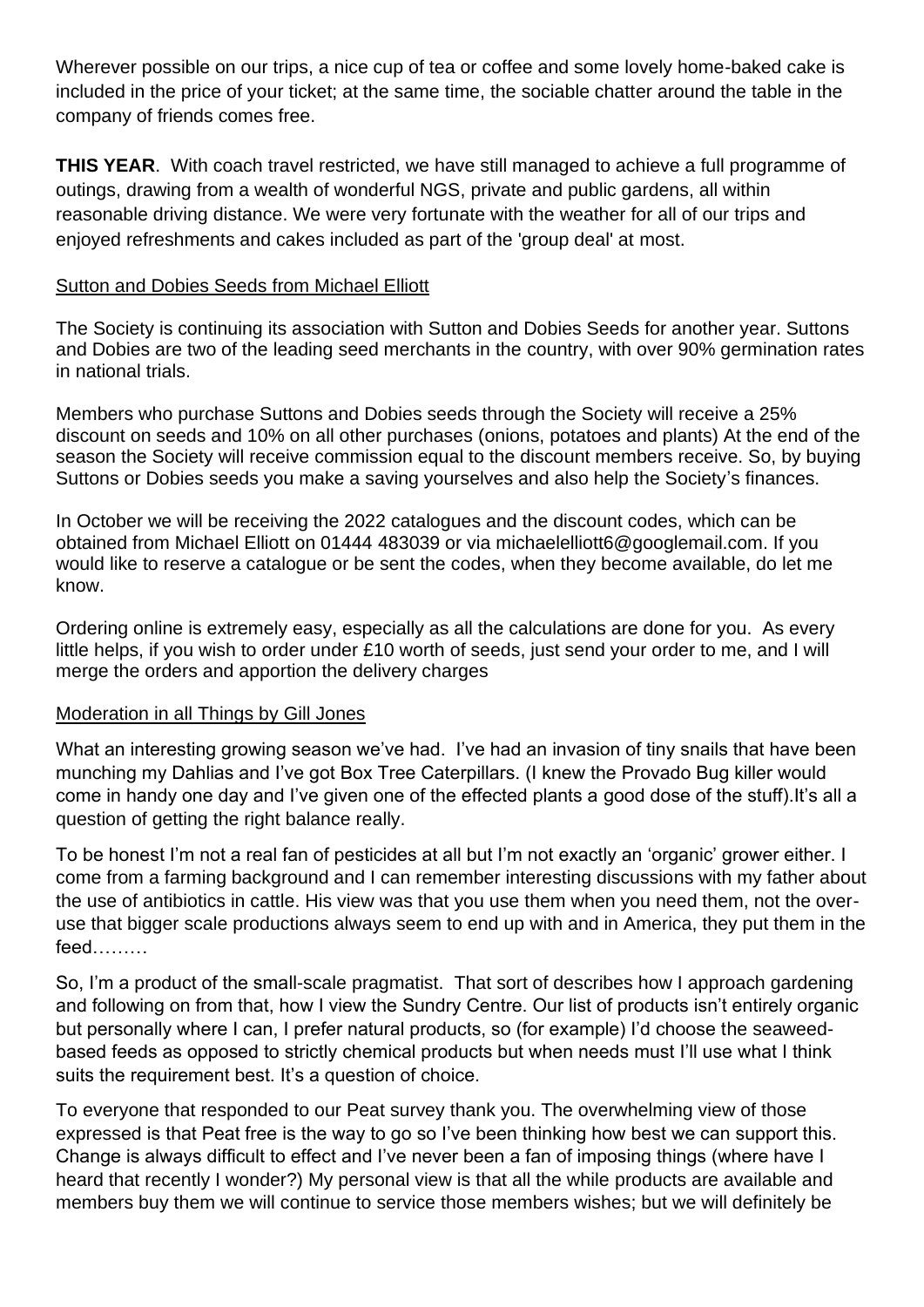Wherever possible on our trips, a nice cup of tea or coffee and some lovely home-baked cake is included in the price of your ticket; at the same time, the sociable chatter around the table in the company of friends comes free.

**THIS YEAR**. With coach travel restricted, we have still managed to achieve a full programme of outings, drawing from a wealth of wonderful NGS, private and public gardens, all within reasonable driving distance. We were very fortunate with the weather for all of our trips and enjoyed refreshments and cakes included as part of the 'group deal' at most.

## Sutton and Dobies Seeds from Michael Elliott

The Society is continuing its association with Sutton and Dobies Seeds for another year. Suttons and Dobies are two of the leading seed merchants in the country, with over 90% germination rates in national trials.

Members who purchase Suttons and Dobies seeds through the Society will receive a 25% discount on seeds and 10% on all other purchases (onions, potatoes and plants) At the end of the season the Society will receive commission equal to the discount members receive. So, by buying Suttons or Dobies seeds you make a saving yourselves and also help the Society's finances.

In October we will be receiving the 2022 catalogues and the discount codes, which can be obtained from Michael Elliott on 01444 483039 or via michaelelliott6@googlemail.com. If you would like to reserve a catalogue or be sent the codes, when they become available, do let me know.

Ordering online is extremely easy, especially as all the calculations are done for you. As every little helps, if you wish to order under £10 worth of seeds, just send your order to me, and I will merge the orders and apportion the delivery charges

## Moderation in all Things by Gill Jones

What an interesting growing season we've had. I've had an invasion of tiny snails that have been munching my Dahlias and I've got Box Tree Caterpillars. (I knew the Provado Bug killer would come in handy one day and I've given one of the effected plants a good dose of the stuff).It's all a question of getting the right balance really.

To be honest I'm not a real fan of pesticides at all but I'm not exactly an 'organic' grower either. I come from a farming background and I can remember interesting discussions with my father about the use of antibiotics in cattle. His view was that you use them when you need them, not the over-use that bigger scale productions always seem to end up with and in America, they put them in the feed………

So, I'm a product of the small-scale pragmatist. That sort of describes how I approach gardening and following on from that, how I view the Sundry Centre. Our list of products isn't entirely organic but personally where I can, I prefer natural products, so (for example) I'd choose the seaweed-based feeds as opposed to strictly chemical products but when needs must I'll use what I think suits the requirement best. It's a question of choice.

To everyone that responded to our Peat survey thank you. The overwhelming view of those expressed is that Peat free is the way to go so I've been thinking how best we can support this. Change is always difficult to effect and I've never been a fan of imposing things (where have I heard that recently I wonder?) My personal view is that all the while products are available and members buy them we will continue to service those members wishes; but we will definitely be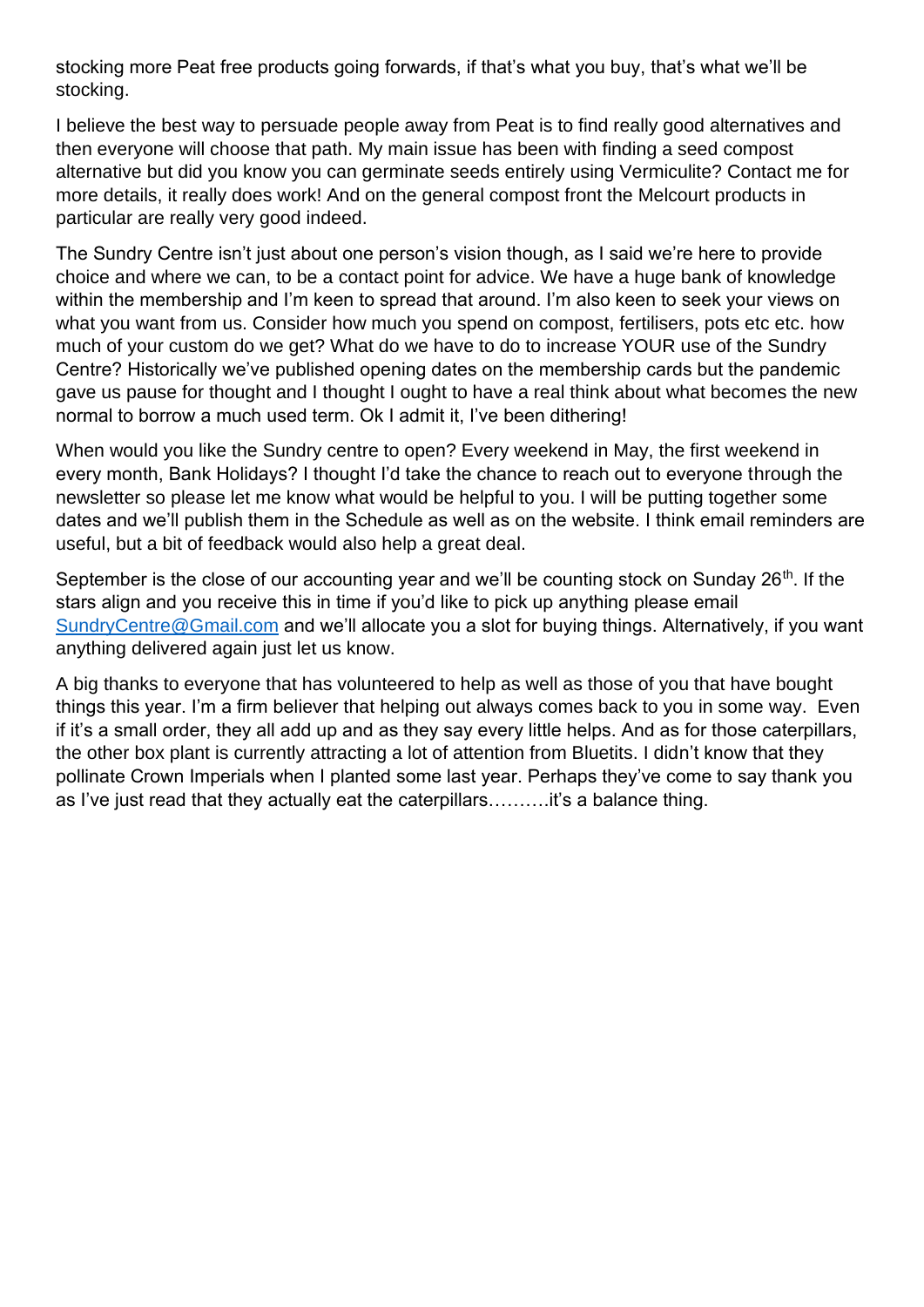stocking more Peat free products going forwards, if that's what you buy, that's what we'll be stocking.

I believe the best way to persuade people away from Peat is to find really good alternatives and then everyone will choose that path. My main issue has been with finding a seed compost alternative but did you know you can germinate seeds entirely using Vermiculite? Contact me for more details, it really does work! And on the general compost front the Melcourt products in particular are really very good indeed.

The Sundry Centre isn't just about one person's vision though, as I said we're here to provide choice and where we can, to be a contact point for advice. We have a huge bank of knowledge within the membership and I'm keen to spread that around. I'm also keen to seek your views on what you want from us. Consider how much you spend on compost, fertilisers, pots etc etc. how much of your custom do we get? What do we have to do to increase YOUR use of the Sundry Centre? Historically we've published opening dates on the membership cards but the pandemic gave us pause for thought and I thought I ought to have a real think about what becomes the new normal to borrow a much used term. Ok I admit it, I've been dithering!

When would you like the Sundry centre to open? Every weekend in May, the first weekend in every month, Bank Holidays? I thought I'd take the chance to reach out to everyone through the newsletter so please let me know what would be helpful to you. I will be putting together some dates and we'll publish them in the Schedule as well as on the website. I think email reminders are useful, but a bit of feedback would also help a great deal.

September is the close of our accounting year and we'll be counting stock on Sunday 26th. If the stars align and you receive this in time if you'd like to pick up anything please email SundryCentre@Gmail.com and we'll allocate you a slot for buying things. Alternatively, if you want anything delivered again just let us know.

A big thanks to everyone that has volunteered to help as well as those of you that have bought things this year. I'm a firm believer that helping out always comes back to you in some way. Even if it's a small order, they all add up and as they say every little helps. And as for those caterpillars, the other box plant is currently attracting a lot of attention from Bluetits. I didn't know that they pollinate Crown Imperials when I planted some last year. Perhaps they've come to say thank you as I've just read that they actually eat the caterpillars……….it's a balance thing.